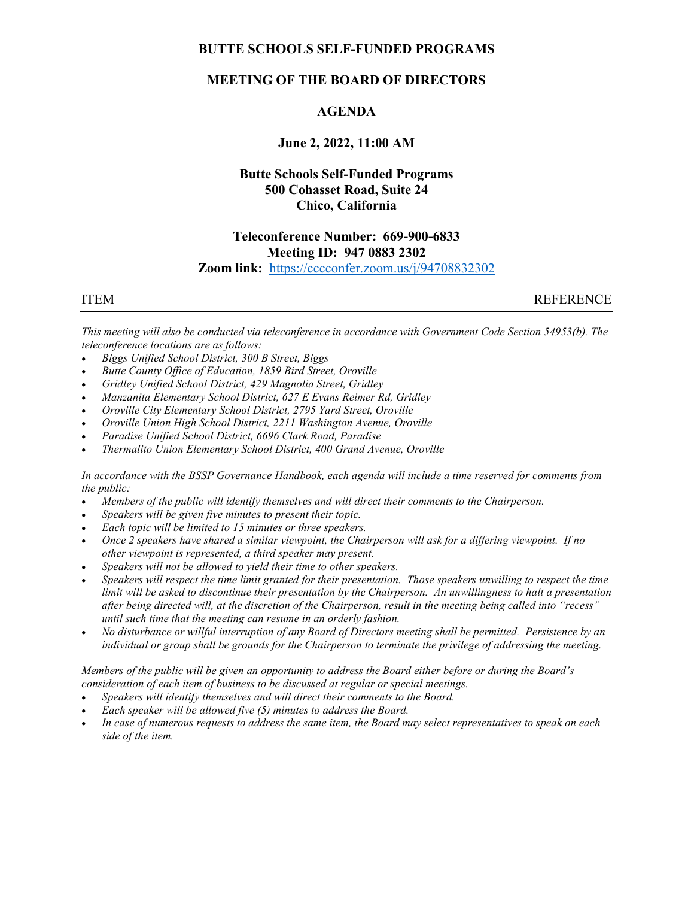# BUTTE SCHOOLS SELF-FUNDED PROGRAMS

## MEETING OF THE BOARD OF DIRECTORS

## AGENDA

### June 2, 2022, 11:00 AM

**Butte Schools Self-Funded Programs**
**500 Cohasset Road, Suite 24**
**Chico, California**

**Teleconference Number: 669-900-6833**
**Meeting ID: 947 0883 2302**
**Zoom link:** [https://cccconfer.zoom.us/j/94708832302](https://cccconfer.zoom.us/j/94708832302)

ITEM REFERENCE

---

*This meeting will also be conducted via teleconference in accordance with Government Code Section 54953(b). The teleconference locations are as follows:*

- *Biggs Unified School District, 300 B Street, Biggs*
- *Butte County Office of Education, 1859 Bird Street, Oroville*
- *Gridley Unified School District, 429 Magnolia Street, Gridley*
- *Manzanita Elementary School District, 627 E Evans Reimer Rd, Gridley*
- *Oroville City Elementary School District, 2795 Yard Street, Oroville*
- *Oroville Union High School District, 2211 Washington Avenue, Oroville*
- *Paradise Unified School District, 6696 Clark Road, Paradise*
- *Thermalito Union Elementary School District, 400 Grand Avenue, Oroville*

*In accordance with the BSSP Governance Handbook, each agenda will include a time reserved for comments from the public:*

- *Members of the public will identify themselves and will direct their comments to the Chairperson.*
- *Speakers will be given five minutes to present their topic.*
- *Each topic will be limited to 15 minutes or three speakers.*
- *Once 2 speakers have shared a similar viewpoint, the Chairperson will ask for a differing viewpoint. If no other viewpoint is represented, a third speaker may present.*
- *Speakers will not be allowed to yield their time to other speakers.*
- *Speakers will respect the time limit granted for their presentation. Those speakers unwilling to respect the time limit will be asked to discontinue their presentation by the Chairperson. An unwillingness to halt a presentation after being directed will, at the discretion of the Chairperson, result in the meeting being called into "recess" until such time that the meeting can resume in an orderly fashion.*
- *No disturbance or willful interruption of any Board of Directors meeting shall be permitted. Persistence by an individual or group shall be grounds for the Chairperson to terminate the privilege of addressing the meeting.*

*Members of the public will be given an opportunity to address the Board either before or during the Board's consideration of each item of business to be discussed at regular or special meetings.*

- *Speakers will identify themselves and will direct their comments to the Board.*
- *Each speaker will be allowed five (5) minutes to address the Board.*
- *In case of numerous requests to address the same item, the Board may select representatives to speak on each side of the item.*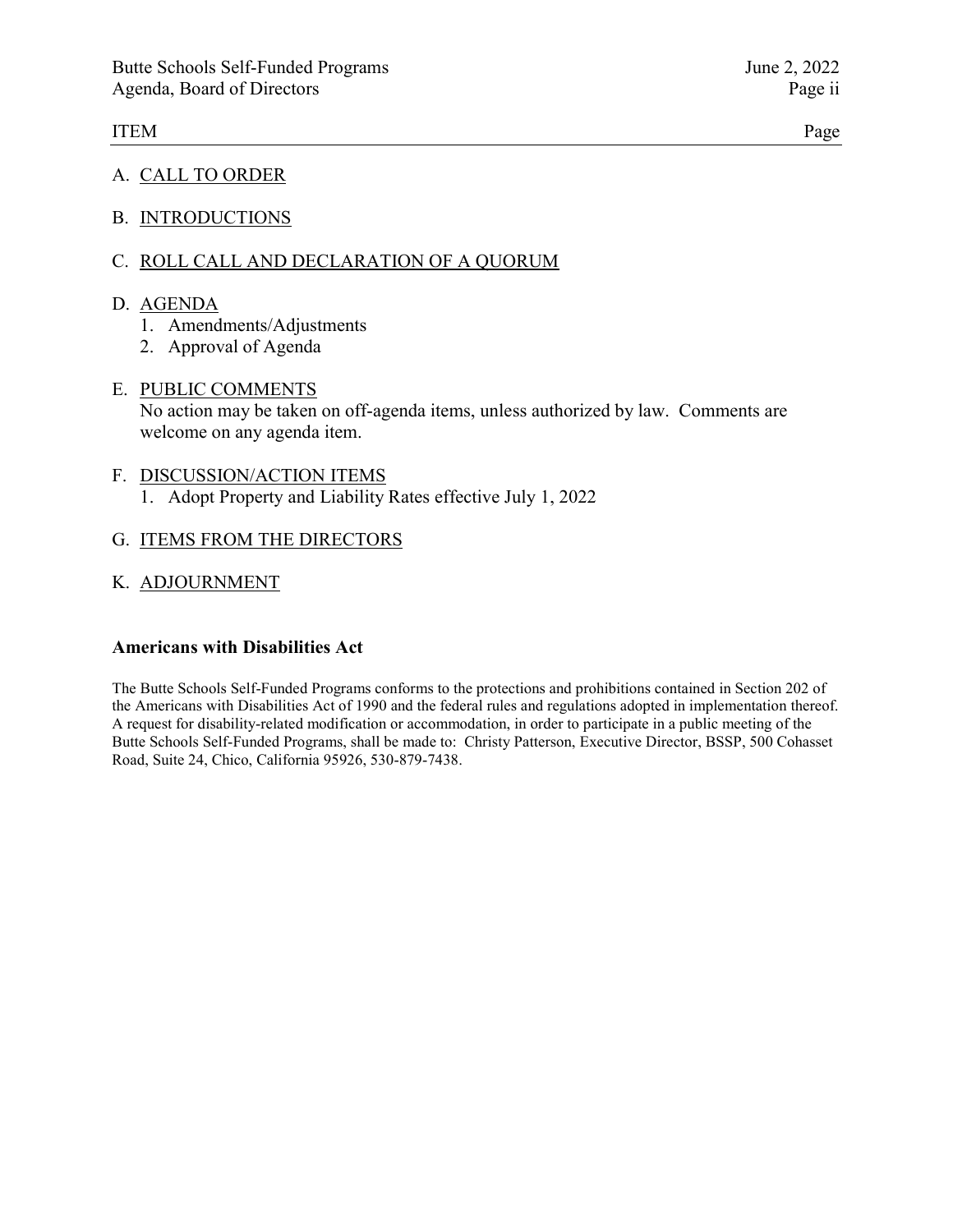ITEM Page

A. CALL TO ORDER

B. INTRODUCTIONS

C. ROLL CALL AND DECLARATION OF A QUORUM

D. AGENDA
   1. Amendments/Adjustments
   2. Approval of Agenda

E. PUBLIC COMMENTS
   No action may be taken on off-agenda items, unless authorized by law. Comments are welcome on any agenda item.

F. DISCUSSION/ACTION ITEMS
   1. Adopt Property and Liability Rates effective July 1, 2022

G. ITEMS FROM THE DIRECTORS

K. ADJOURNMENT

**Americans with Disabilities Act**

The Butte Schools Self-Funded Programs conforms to the protections and prohibitions contained in Section 202 of the Americans with Disabilities Act of 1990 and the federal rules and regulations adopted in implementation thereof. A request for disability-related modification or accommodation, in order to participate in a public meeting of the Butte Schools Self-Funded Programs, shall be made to: Christy Patterson, Executive Director, BSSP, 500 Cohasset Road, Suite 24, Chico, California 95926, 530-879-7438.